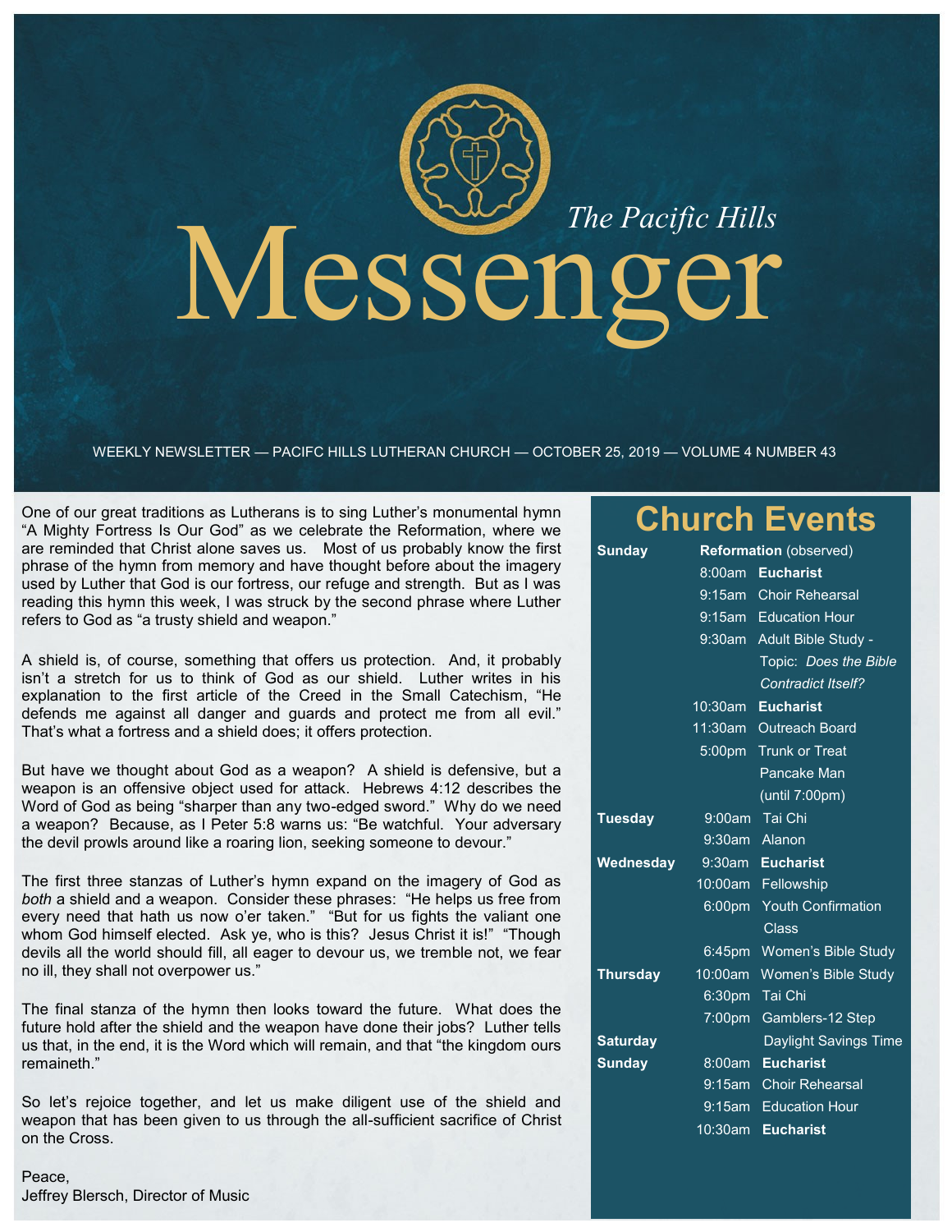*The Pacific Hills*

# Messenger

WEEKLY NEWSLETTER — PACIFC HILLS LUTHERAN CHURCH — OCTOBER 25, 2019 — VOLUME 4 NUMBER 43

One of our great traditions as Lutherans is to sing Luther's monumental hymn "A Mighty Fortress Is Our God" as we celebrate the Reformation, where we are reminded that Christ alone saves us. Most of us probably know the first phrase of the hymn from memory and have thought before about the imagery used by Luther that God is our fortress, our refuge and strength. But as I was reading this hymn this week, I was struck by the second phrase where Luther refers to God as "a trusty shield and weapon."

A shield is, of course, something that offers us protection. And, it probably isn't a stretch for us to think of God as our shield. Luther writes in his explanation to the first article of the Creed in the Small Catechism, "He defends me against all danger and guards and protect me from all evil." That's what a fortress and a shield does; it offers protection.

But have we thought about God as a weapon? A shield is defensive, but a weapon is an offensive object used for attack. Hebrews 4:12 describes the Word of God as being "sharper than any two-edged sword." Why do we need a weapon? Because, as I Peter 5:8 warns us: "Be watchful. Your adversary the devil prowls around like a roaring lion, seeking someone to devour."

The first three stanzas of Luther's hymn expand on the imagery of God as *both* a shield and a weapon. Consider these phrases: "He helps us free from every need that hath us now o'er taken." "But for us fights the valiant one whom God himself elected. Ask ye, who is this? Jesus Christ it is!" "Though devils all the world should fill, all eager to devour us, we tremble not, we fear no ill, they shall not overpower us."

The final stanza of the hymn then looks toward the future. What does the future hold after the shield and the weapon have done their jobs? Luther tells us that, in the end, it is the Word which will remain, and that "the kingdom ours remaineth."

So let's rejoice together, and let us make diligent use of the shield and weapon that has been given to us through the all-sufficient sacrifice of Christ on the Cross.

Peace,
Jeffrey Blersch, Director of Music

## Church Events

| | | |
|---|---|---|
| **Sunday** | | **Reformation** (observed) |
| | 8:00am | **Eucharist** |
| | 9:15am | Choir Rehearsal |
| | 9:15am | Education Hour |
| | 9:30am | Adult Bible Study - Topic: *Does the Bible Contradict Itself?* |
| | 10:30am | **Eucharist** |
| | 11:30am | Outreach Board |
| | 5:00pm | Trunk or Treat Pancake Man (until 7:00pm) |
| **Tuesday** | 9:00am | Tai Chi |
| | 9:30am | Alanon |
| **Wednesday** | 9:30am | **Eucharist** |
| | 10:00am | Fellowship |
| | 6:00pm | Youth Confirmation Class |
| | 6:45pm | Women's Bible Study |
| **Thursday** | 10:00am | Women's Bible Study |
| | 6:30pm | Tai Chi |
| | 7:00pm | Gamblers-12 Step |
| **Saturday** | | Daylight Savings Time |
| **Sunday** | 8:00am | **Eucharist** |
| | 9:15am | Choir Rehearsal |
| | 9:15am | Education Hour |
| | 10:30am | **Eucharist** |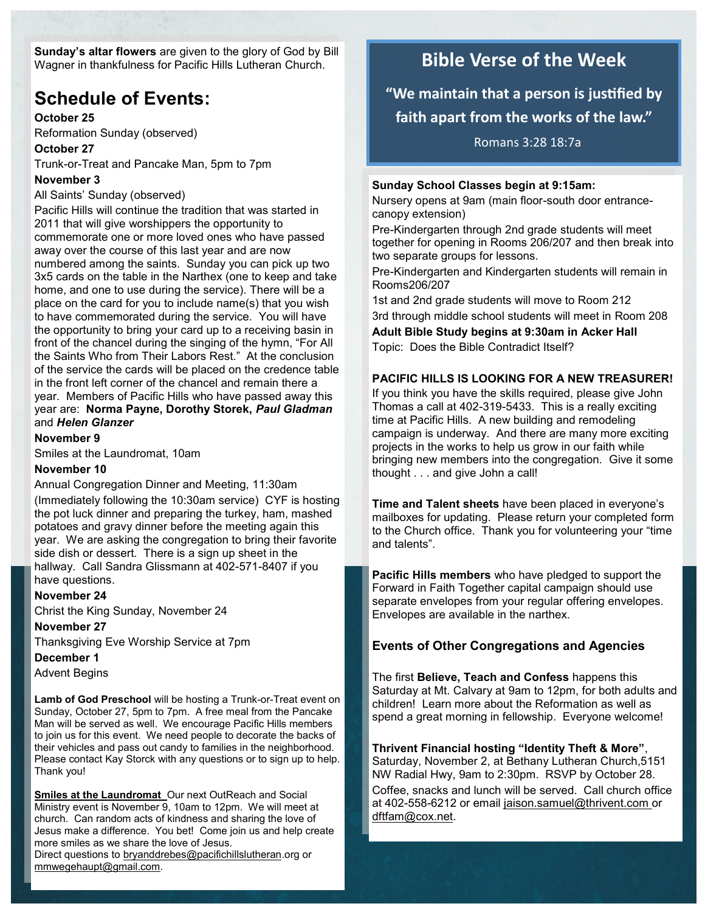**Sunday's altar flowers** are given to the glory of God by Bill Wagner in thankfulness for Pacific Hills Lutheran Church.

# Schedule of Events:

**October 25**

Reformation Sunday (observed)

**October 27**

Trunk-or-Treat and Pancake Man, 5pm to 7pm

**November 3**

All Saints' Sunday (observed)

Pacific Hills will continue the tradition that was started in 2011 that will give worshippers the opportunity to commemorate one or more loved ones who have passed away over the course of this last year and are now numbered among the saints. Sunday you can pick up two 3x5 cards on the table in the Narthex (one to keep and take home, and one to use during the service). There will be a place on the card for you to include name(s) that you wish to have commemorated during the service. You will have the opportunity to bring your card up to a receiving basin in front of the chancel during the singing of the hymn, "For All the Saints Who from Their Labors Rest." At the conclusion of the service the cards will be placed on the credence table in the front left corner of the chancel and remain there a year. Members of Pacific Hills who have passed away this year are: **Norma Payne, Dorothy Storek,** ***Paul Gladman*** and ***Helen Glanzer***

**November 9**

Smiles at the Laundromat, 10am

**November 10**

Annual Congregation Dinner and Meeting, 11:30am

(Immediately following the 10:30am service) CYF is hosting the pot luck dinner and preparing the turkey, ham, mashed potatoes and gravy dinner before the meeting again this year. We are asking the congregation to bring their favorite side dish or dessert. There is a sign up sheet in the hallway. Call Sandra Glissmann at 402-571-8407 if you have questions.

**November 24**

Christ the King Sunday, November 24

**November 27**

Thanksgiving Eve Worship Service at 7pm

**December 1**

Advent Begins

**Lamb of God Preschool** will be hosting a Trunk-or-Treat event on Sunday, October 27, 5pm to 7pm. A free meal from the Pancake Man will be served as well. We encourage Pacific Hills members to join us for this event. We need people to decorate the backs of their vehicles and pass out candy to families in the neighborhood. Please contact Kay Storck with any questions or to sign up to help. Thank you!

**Smiles at the Laundromat** Our next OutReach and Social Ministry event is November 9, 10am to 12pm. We will meet at church. Can random acts of kindness and sharing the love of Jesus make a difference. You bet! Come join us and help create more smiles as we share the love of Jesus.
Direct questions to bryanddrebes@pacifichillslutheran.org or mmwegehaupt@gmail.com.

## Bible Verse of the Week

**"We maintain that a person is justified by faith apart from the works of the law."**

Romans 3:28 18:7a

**Sunday School Classes begin at 9:15am:**

Nursery opens at 9am (main floor-south door entrance-canopy extension)

Pre-Kindergarten through 2nd grade students will meet together for opening in Rooms 206/207 and then break into two separate groups for lessons.

Pre-Kindergarten and Kindergarten students will remain in Rooms206/207

1st and 2nd grade students will move to Room 212

3rd through middle school students will meet in Room 208

**Adult Bible Study begins at 9:30am in Acker Hall**

Topic: Does the Bible Contradict Itself?

**PACIFIC HILLS IS LOOKING FOR A NEW TREASURER!**

If you think you have the skills required, please give John Thomas a call at 402-319-5433. This is a really exciting time at Pacific Hills. A new building and remodeling campaign is underway. And there are many more exciting projects in the works to help us grow in our faith while bringing new members into the congregation. Give it some thought . . . and give John a call!

**Time and Talent sheets** have been placed in everyone's mailboxes for updating. Please return your completed form to the Church office. Thank you for volunteering your "time and talents".

**Pacific Hills members** who have pledged to support the Forward in Faith Together capital campaign should use separate envelopes from your regular offering envelopes. Envelopes are available in the narthex.

## Events of Other Congregations and Agencies

The first **Believe, Teach and Confess** happens this Saturday at Mt. Calvary at 9am to 12pm, for both adults and children! Learn more about the Reformation as well as spend a great morning in fellowship. Everyone welcome!

**Thrivent Financial hosting "Identity Theft & More"**, Saturday, November 2, at Bethany Lutheran Church,5151 NW Radial Hwy, 9am to 2:30pm. RSVP by October 28. Coffee, snacks and lunch will be served. Call church office at 402-558-6212 or email jaison.samuel@thrivent.com or dftfam@cox.net.